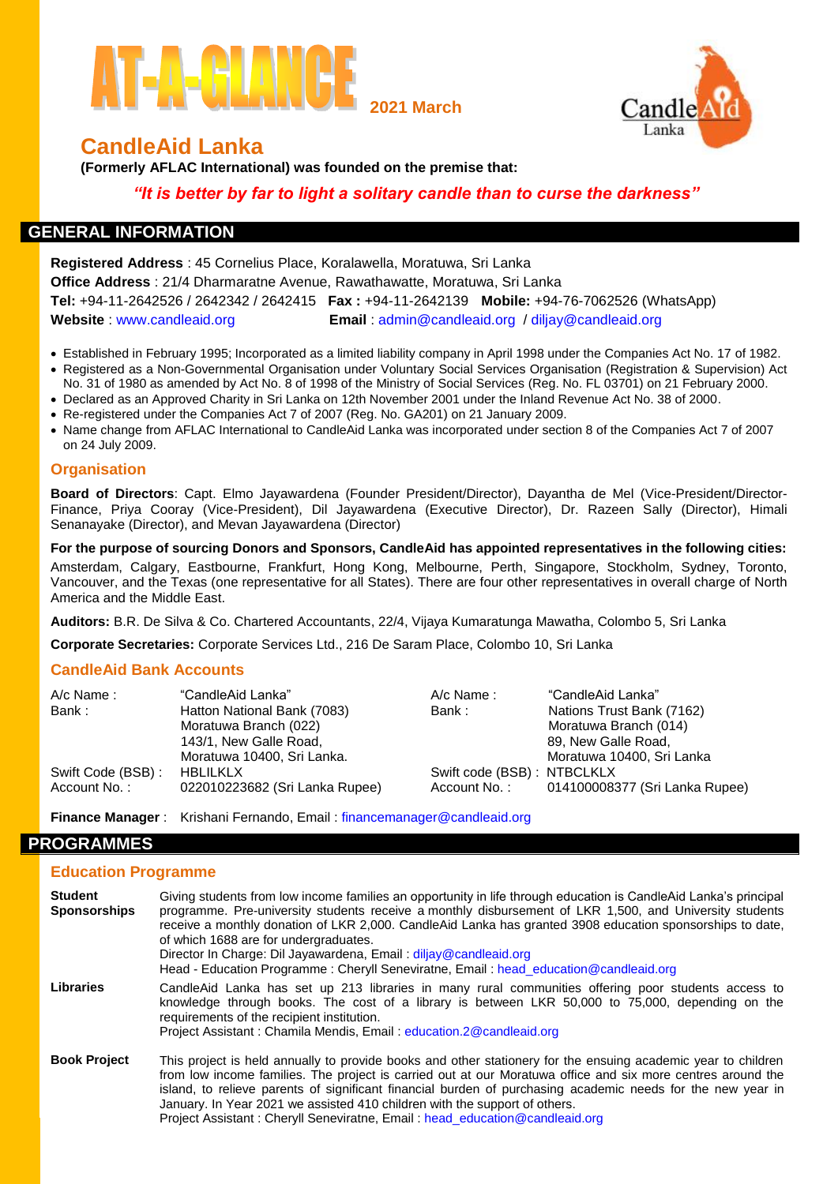# AT-A-GLANCE 2021 March

## CandleAid Lanka

**(Formerly AFLAC International) was founded on the premise that:**

***"It is better by far to light a solitary candle than to curse the darkness"***

## GENERAL INFORMATION

**Registered Address** : 45 Cornelius Place, Koralawella, Moratuwa, Sri Lanka
**Office Address** : 21/4 Dharmaratne Avenue, Rawathawatte, Moratuwa, Sri Lanka
**Tel:** +94-11-2642526 / 2642342 / 2642415 **Fax :** +94-11-2642139 **Mobile:** +94-76-7062526 (WhatsApp)
**Website** : www.candleaid.org **Email** : admin@candleaid.org / diljay@candleaid.org

- Established in February 1995; Incorporated as a limited liability company in April 1998 under the Companies Act No. 17 of 1982.
- Registered as a Non-Governmental Organisation under Voluntary Social Services Organisation (Registration & Supervision) Act No. 31 of 1980 as amended by Act No. 8 of 1998 of the Ministry of Social Services (Reg. No. FL 03701) on 21 February 2000.
- Declared as an Approved Charity in Sri Lanka on 12th November 2001 under the Inland Revenue Act No. 38 of 2000.
- Re-registered under the Companies Act 7 of 2007 (Reg. No. GA201) on 21 January 2009.
- Name change from AFLAC International to CandleAid Lanka was incorporated under section 8 of the Companies Act 7 of 2007 on 24 July 2009.

### Organisation

**Board of Directors**: Capt. Elmo Jayawardena (Founder President/Director), Dayantha de Mel (Vice-President/Director-Finance, Priya Cooray (Vice-President), Dil Jayawardena (Executive Director), Dr. Razeen Sally (Director), Himali Senanayake (Director), and Mevan Jayawardena (Director)

**For the purpose of sourcing Donors and Sponsors, CandleAid has appointed representatives in the following cities:**
Amsterdam, Calgary, Eastbourne, Frankfurt, Hong Kong, Melbourne, Perth, Singapore, Stockholm, Sydney, Toronto, Vancouver, and the Texas (one representative for all States). There are four other representatives in overall charge of North America and the Middle East.

**Auditors:** B.R. De Silva & Co. Chartered Accountants, 22/4, Vijaya Kumaratunga Mawatha, Colombo 5, Sri Lanka

**Corporate Secretaries:** Corporate Services Ltd., 216 De Saram Place, Colombo 10, Sri Lanka

### CandleAid Bank Accounts

| | | | |
|---|---|---|---|
| A/c Name : | "CandleAid Lanka" | A/c Name : | "CandleAid Lanka" |
| Bank : | Hatton National Bank (7083)<br>Moratuwa Branch (022)<br>143/1, New Galle Road,<br>Moratuwa 10400, Sri Lanka. | Bank : | Nations Trust Bank (7162)<br>Moratuwa Branch (014)<br>89, New Galle Road,<br>Moratuwa 10400, Sri Lanka |
| Swift Code (BSB) : | HBLILKLX | Swift code (BSB) : | NTBCLKLX |
| Account No. : | 022010223682 (Sri Lanka Rupee) | Account No. : | 014100008377 (Sri Lanka Rupee) |

**Finance Manager** : Krishani Fernando, Email : financemanager@candleaid.org

## PROGRAMMES

### Education Programme

**Student Sponsorships**
Giving students from low income families an opportunity in life through education is CandleAid Lanka's principal programme. Pre-university students receive a monthly disbursement of LKR 1,500, and University students receive a monthly donation of LKR 2,000. CandleAid Lanka has granted 3908 education sponsorships to date, of which 1688 are for undergraduates.
Director In Charge: Dil Jayawardena, Email : diljay@candleaid.org
Head - Education Programme : Cheryll Seneviratne, Email : head_education@candleaid.org

**Libraries**
CandleAid Lanka has set up 213 libraries in many rural communities offering poor students access to knowledge through books. The cost of a library is between LKR 50,000 to 75,000, depending on the requirements of the recipient institution.
Project Assistant : Chamila Mendis, Email : education.2@candleaid.org

**Book Project**
This project is held annually to provide books and other stationery for the ensuing academic year to children from low income families. The project is carried out at our Moratuwa office and six more centres around the island, to relieve parents of significant financial burden of purchasing academic needs for the new year in January. In Year 2021 we assisted 410 children with the support of others.
Project Assistant : Cheryll Seneviratne, Email : head_education@candleaid.org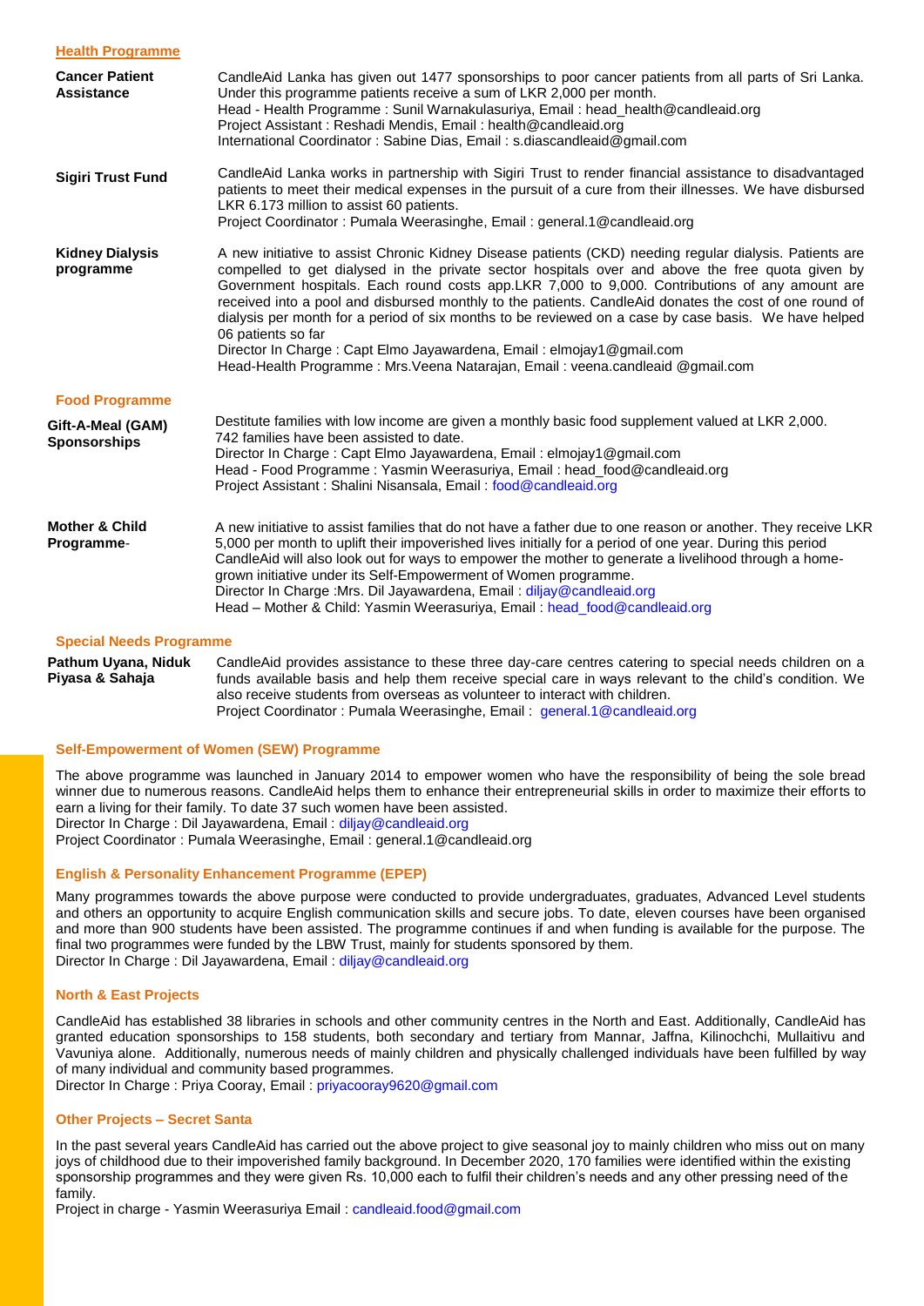## Health Programme

**Cancer Patient Assistance**

CandleAid Lanka has given out 1477 sponsorships to poor cancer patients from all parts of Sri Lanka. Under this programme patients receive a sum of LKR 2,000 per month.
Head - Health Programme : Sunil Warnakulasuriya, Email : head_health@candleaid.org
Project Assistant : Reshadi Mendis, Email : health@candleaid.org
International Coordinator : Sabine Dias, Email : s.diascandleaid@gmail.com

**Sigiri Trust Fund**

CandleAid Lanka works in partnership with Sigiri Trust to render financial assistance to disadvantaged patients to meet their medical expenses in the pursuit of a cure from their illnesses. We have disbursed LKR 6.173 million to assist 60 patients.
Project Coordinator : Pumala Weerasinghe, Email : general.1@candleaid.org

**Kidney Dialysis programme**

A new initiative to assist Chronic Kidney Disease patients (CKD) needing regular dialysis. Patients are compelled to get dialysed in the private sector hospitals over and above the free quota given by Government hospitals. Each round costs app.LKR 7,000 to 9,000. Contributions of any amount are received into a pool and disbursed monthly to the patients. CandleAid donates the cost of one round of dialysis per month for a period of six months to be reviewed on a case by case basis. We have helped 06 patients so far
Director In Charge : Capt Elmo Jayawardena, Email : elmojay1@gmail.com
Head-Health Programme : Mrs.Veena Natarajan, Email : veena.candleaid @gmail.com

## Food Programme

**Gift-A-Meal (GAM) Sponsorships**

Destitute families with low income are given a monthly basic food supplement valued at LKR 2,000.
742 families have been assisted to date.
Director In Charge : Capt Elmo Jayawardena, Email : elmojay1@gmail.com
Head - Food Programme : Yasmin Weerasuriya, Email : head_food@candleaid.org
Project Assistant : Shalini Nisansala, Email : food@candleaid.org

**Mother & Child Programme**-

A new initiative to assist families that do not have a father due to one reason or another. They receive LKR 5,000 per month to uplift their impoverished lives initially for a period of one year. During this period CandleAid will also look out for ways to empower the mother to generate a livelihood through a home-grown initiative under its Self-Empowerment of Women programme.
Director In Charge :Mrs. Dil Jayawardena, Email : diljay@candleaid.org
Head – Mother & Child: Yasmin Weerasuriya, Email : head_food@candleaid.org

## Special Needs Programme

**Pathum Uyana, Niduk Piyasa & Sahaja**

CandleAid provides assistance to these three day-care centres catering to special needs children on a funds available basis and help them receive special care in ways relevant to the child's condition. We also receive students from overseas as volunteer to interact with children.
Project Coordinator : Pumala Weerasinghe, Email : general.1@candleaid.org

## Self-Empowerment of Women (SEW) Programme

The above programme was launched in January 2014 to empower women who have the responsibility of being the sole bread winner due to numerous reasons. CandleAid helps them to enhance their entrepreneurial skills in order to maximize their efforts to earn a living for their family. To date 37 such women have been assisted.
Director In Charge : Dil Jayawardena, Email : diljay@candleaid.org
Project Coordinator : Pumala Weerasinghe, Email : general.1@candleaid.org

## English & Personality Enhancement Programme (EPEP)

Many programmes towards the above purpose were conducted to provide undergraduates, graduates, Advanced Level students and others an opportunity to acquire English communication skills and secure jobs. To date, eleven courses have been organised and more than 900 students have been assisted. The programme continues if and when funding is available for the purpose. The final two programmes were funded by the LBW Trust, mainly for students sponsored by them.
Director In Charge : Dil Jayawardena, Email : diljay@candleaid.org

## North & East Projects

CandleAid has established 38 libraries in schools and other community centres in the North and East. Additionally, CandleAid has granted education sponsorships to 158 students, both secondary and tertiary from Mannar, Jaffna, Kilinochchi, Mullaitivu and Vavuniya alone. Additionally, numerous needs of mainly children and physically challenged individuals have been fulfilled by way of many individual and community based programmes.
Director In Charge : Priya Cooray, Email : priyacooray9620@gmail.com

## Other Projects – Secret Santa

In the past several years CandleAid has carried out the above project to give seasonal joy to mainly children who miss out on many joys of childhood due to their impoverished family background. In December 2020, 170 families were identified within the existing sponsorship programmes and they were given Rs. 10,000 each to fulfil their children's needs and any other pressing need of the family.
Project in charge - Yasmin Weerasuriya Email : candleaid.food@gmail.com